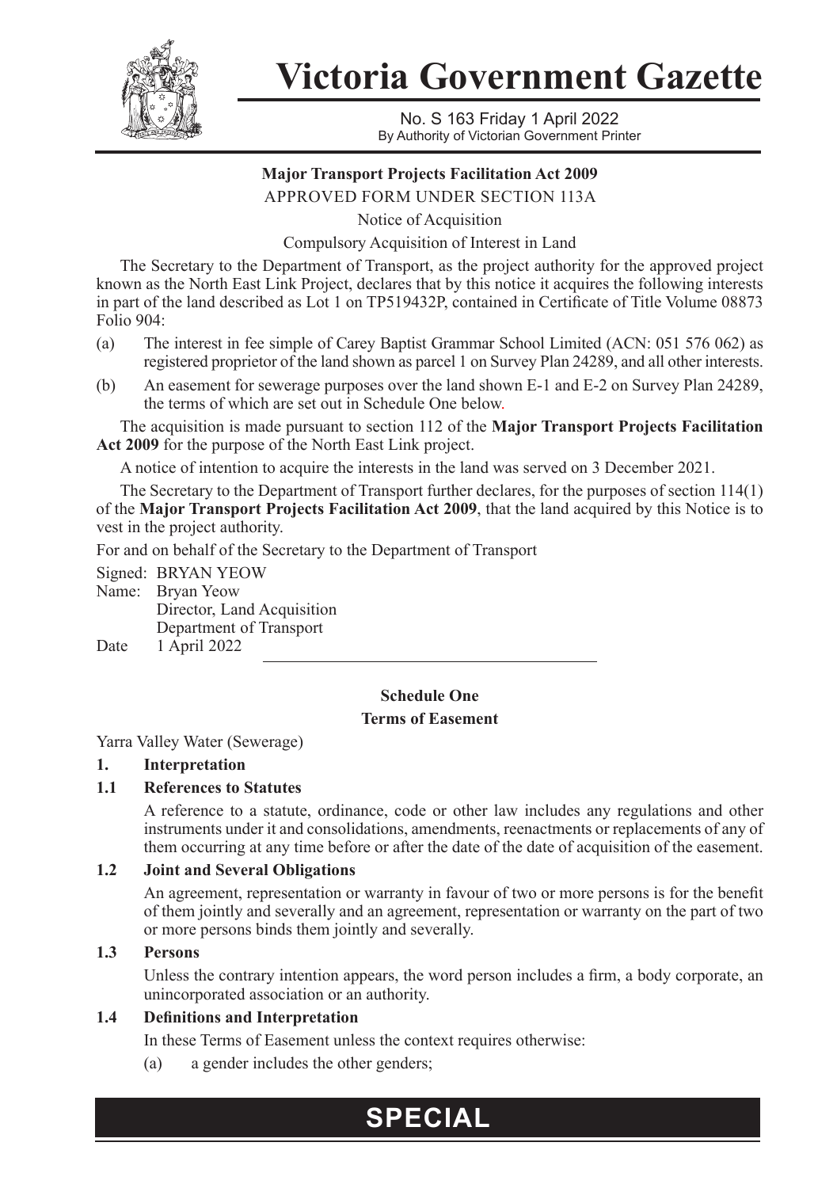# Victoria Government Gazette

No. S 163 Friday 1 April 2022
By Authority of Victorian Government Printer

**Major Transport Projects Facilitation Act 2009**

APPROVED FORM UNDER SECTION 113A

Notice of Acquisition

Compulsory Acquisition of Interest in Land

The Secretary to the Department of Transport, as the project authority for the approved project known as the North East Link Project, declares that by this notice it acquires the following interests in part of the land described as Lot 1 on TP519432P, contained in Certificate of Title Volume 08873 Folio 904:

(a) The interest in fee simple of Carey Baptist Grammar School Limited (ACN: 051 576 062) as registered proprietor of the land shown as parcel 1 on Survey Plan 24289, and all other interests.

(b) An easement for sewerage purposes over the land shown E-1 and E-2 on Survey Plan 24289, the terms of which are set out in Schedule One below.

The acquisition is made pursuant to section 112 of the **Major Transport Projects Facilitation Act 2009** for the purpose of the North East Link project.

A notice of intention to acquire the interests in the land was served on 3 December 2021.

The Secretary to the Department of Transport further declares, for the purposes of section 114(1) of the **Major Transport Projects Facilitation Act 2009**, that the land acquired by this Notice is to vest in the project authority.

For and on behalf of the Secretary to the Department of Transport

Signed: BRYAN YEOW
Name: Bryan Yeow
Director, Land Acquisition
Department of Transport
Date 1 April 2022

**Schedule One**

**Terms of Easement**

Yarra Valley Water (Sewerage)

**1. Interpretation**

**1.1 References to Statutes**

A reference to a statute, ordinance, code or other law includes any regulations and other instruments under it and consolidations, amendments, reenactments or replacements of any of them occurring at any time before or after the date of the date of acquisition of the easement.

**1.2 Joint and Several Obligations**

An agreement, representation or warranty in favour of two or more persons is for the benefit of them jointly and severally and an agreement, representation or warranty on the part of two or more persons binds them jointly and severally.

**1.3 Persons**

Unless the contrary intention appears, the word person includes a firm, a body corporate, an unincorporated association or an authority.

**1.4 Definitions and Interpretation**

In these Terms of Easement unless the context requires otherwise:

(a) a gender includes the other genders;

**SPECIAL**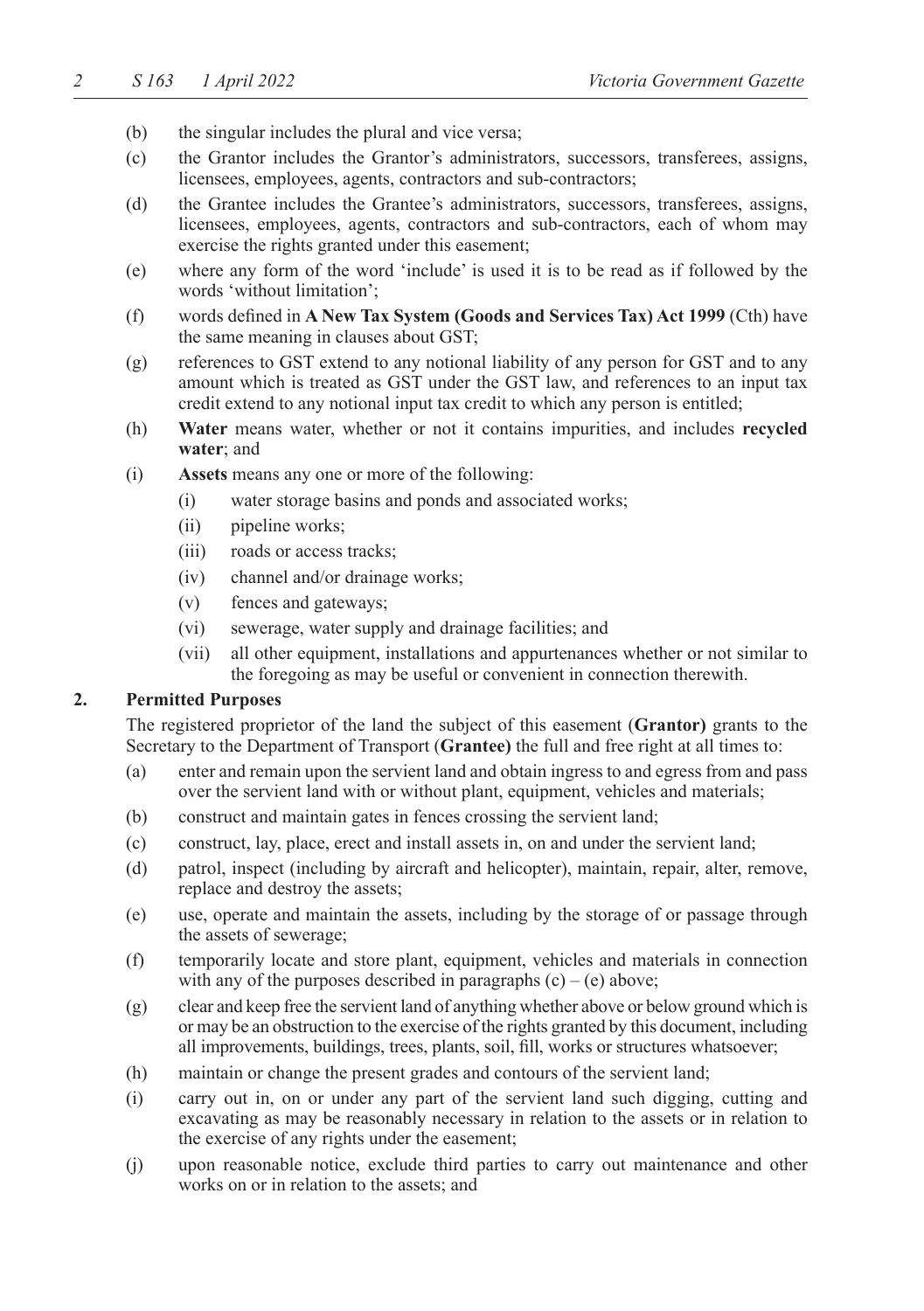(b) the singular includes the plural and vice versa;

(c) the Grantor includes the Grantor's administrators, successors, transferees, assigns, licensees, employees, agents, contractors and sub-contractors;

(d) the Grantee includes the Grantee's administrators, successors, transferees, assigns, licensees, employees, agents, contractors and sub-contractors, each of whom may exercise the rights granted under this easement;

(e) where any form of the word 'include' is used it is to be read as if followed by the words 'without limitation';

(f) words defined in **A New Tax System (Goods and Services Tax) Act 1999** (Cth) have the same meaning in clauses about GST;

(g) references to GST extend to any notional liability of any person for GST and to any amount which is treated as GST under the GST law, and references to an input tax credit extend to any notional input tax credit to which any person is entitled;

(h) **Water** means water, whether or not it contains impurities, and includes **recycled water**; and

(i) **Assets** means any one or more of the following:

  (i) water storage basins and ponds and associated works;

  (ii) pipeline works;

  (iii) roads or access tracks;

  (iv) channel and/or drainage works;

  (v) fences and gateways;

  (vi) sewerage, water supply and drainage facilities; and

  (vii) all other equipment, installations and appurtenances whether or not similar to the foregoing as may be useful or convenient in connection therewith.

## 2. Permitted Purposes

The registered proprietor of the land the subject of this easement (**Grantor)** grants to the Secretary to the Department of Transport (**Grantee)** the full and free right at all times to:

(a) enter and remain upon the servient land and obtain ingress to and egress from and pass over the servient land with or without plant, equipment, vehicles and materials;

(b) construct and maintain gates in fences crossing the servient land;

(c) construct, lay, place, erect and install assets in, on and under the servient land;

(d) patrol, inspect (including by aircraft and helicopter), maintain, repair, alter, remove, replace and destroy the assets;

(e) use, operate and maintain the assets, including by the storage of or passage through the assets of sewerage;

(f) temporarily locate and store plant, equipment, vehicles and materials in connection with any of the purposes described in paragraphs (c) – (e) above;

(g) clear and keep free the servient land of anything whether above or below ground which is or may be an obstruction to the exercise of the rights granted by this document, including all improvements, buildings, trees, plants, soil, fill, works or structures whatsoever;

(h) maintain or change the present grades and contours of the servient land;

(i) carry out in, on or under any part of the servient land such digging, cutting and excavating as may be reasonably necessary in relation to the assets or in relation to the exercise of any rights under the easement;

(j) upon reasonable notice, exclude third parties to carry out maintenance and other works on or in relation to the assets; and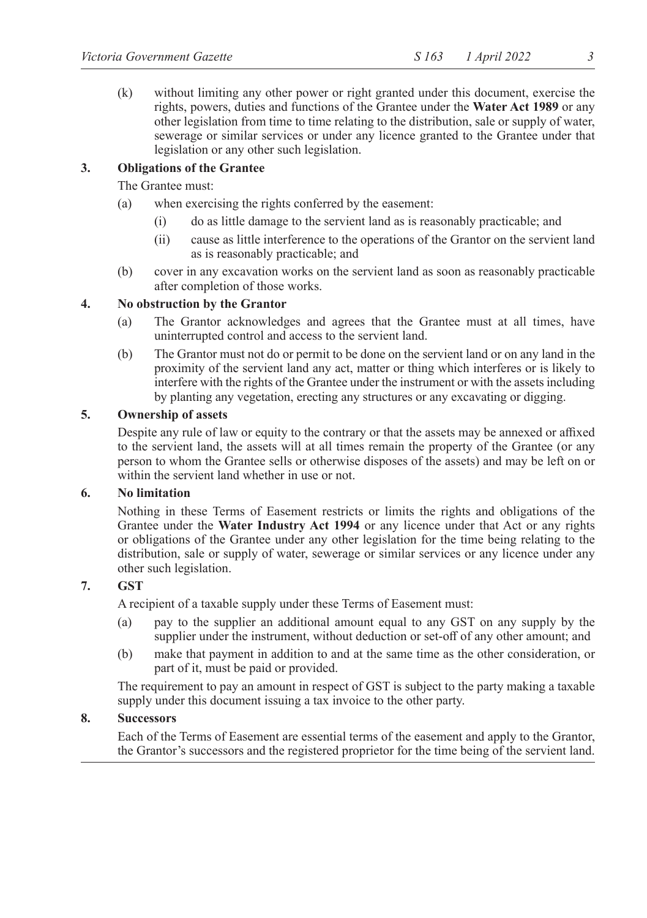(k) without limiting any other power or right granted under this document, exercise the rights, powers, duties and functions of the Grantee under the **Water Act 1989** or any other legislation from time to time relating to the distribution, sale or supply of water, sewerage or similar services or under any licence granted to the Grantee under that legislation or any other such legislation.

**3. Obligations of the Grantee**

The Grantee must:

(a) when exercising the rights conferred by the easement:

  (i) do as little damage to the servient land as is reasonably practicable; and

  (ii) cause as little interference to the operations of the Grantor on the servient land as is reasonably practicable; and

(b) cover in any excavation works on the servient land as soon as reasonably practicable after completion of those works.

**4. No obstruction by the Grantor**

(a) The Grantor acknowledges and agrees that the Grantee must at all times, have uninterrupted control and access to the servient land.

(b) The Grantor must not do or permit to be done on the servient land or on any land in the proximity of the servient land any act, matter or thing which interferes or is likely to interfere with the rights of the Grantee under the instrument or with the assets including by planting any vegetation, erecting any structures or any excavating or digging.

**5. Ownership of assets**

Despite any rule of law or equity to the contrary or that the assets may be annexed or affixed to the servient land, the assets will at all times remain the property of the Grantee (or any person to whom the Grantee sells or otherwise disposes of the assets) and may be left on or within the servient land whether in use or not.

**6. No limitation**

Nothing in these Terms of Easement restricts or limits the rights and obligations of the Grantee under the **Water Industry Act 1994** or any licence under that Act or any rights or obligations of the Grantee under any other legislation for the time being relating to the distribution, sale or supply of water, sewerage or similar services or any licence under any other such legislation.

**7. GST**

A recipient of a taxable supply under these Terms of Easement must:

(a) pay to the supplier an additional amount equal to any GST on any supply by the supplier under the instrument, without deduction or set-off of any other amount; and

(b) make that payment in addition to and at the same time as the other consideration, or part of it, must be paid or provided.

The requirement to pay an amount in respect of GST is subject to the party making a taxable supply under this document issuing a tax invoice to the other party.

**8. Successors**

Each of the Terms of Easement are essential terms of the easement and apply to the Grantor, the Grantor's successors and the registered proprietor for the time being of the servient land.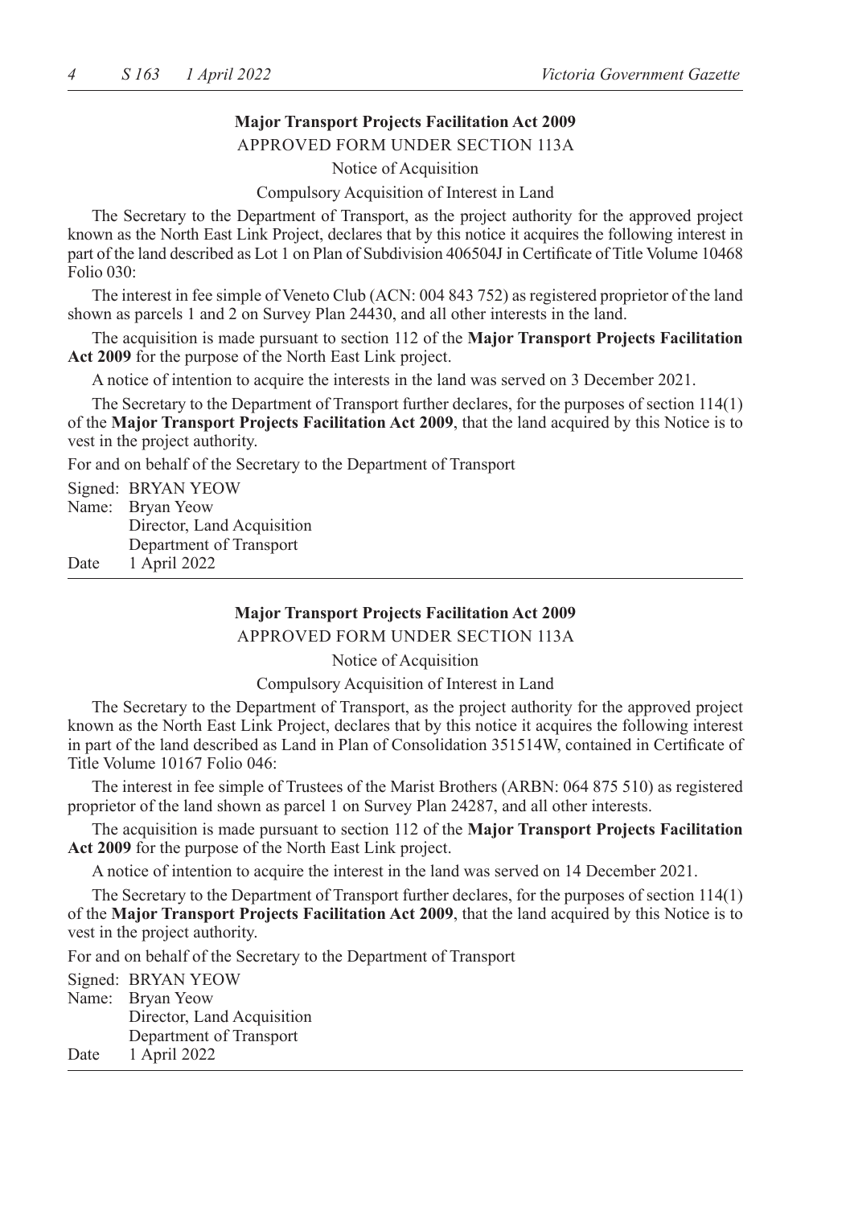**Major Transport Projects Facilitation Act 2009**

APPROVED FORM UNDER SECTION 113A

Notice of Acquisition

Compulsory Acquisition of Interest in Land

The Secretary to the Department of Transport, as the project authority for the approved project known as the North East Link Project, declares that by this notice it acquires the following interest in part of the land described as Lot 1 on Plan of Subdivision 406504J in Certificate of Title Volume 10468 Folio 030:

The interest in fee simple of Veneto Club (ACN: 004 843 752) as registered proprietor of the land shown as parcels 1 and 2 on Survey Plan 24430, and all other interests in the land.

The acquisition is made pursuant to section 112 of the **Major Transport Projects Facilitation Act 2009** for the purpose of the North East Link project.

A notice of intention to acquire the interests in the land was served on 3 December 2021.

The Secretary to the Department of Transport further declares, for the purposes of section 114(1) of the **Major Transport Projects Facilitation Act 2009**, that the land acquired by this Notice is to vest in the project authority.

For and on behalf of the Secretary to the Department of Transport

Signed: BRYAN YEOW
Name: Bryan Yeow
Director, Land Acquisition
Department of Transport
Date 1 April 2022

---

**Major Transport Projects Facilitation Act 2009**

APPROVED FORM UNDER SECTION 113A

Notice of Acquisition

Compulsory Acquisition of Interest in Land

The Secretary to the Department of Transport, as the project authority for the approved project known as the North East Link Project, declares that by this notice it acquires the following interest in part of the land described as Land in Plan of Consolidation 351514W, contained in Certificate of Title Volume 10167 Folio 046:

The interest in fee simple of Trustees of the Marist Brothers (ARBN: 064 875 510) as registered proprietor of the land shown as parcel 1 on Survey Plan 24287, and all other interests.

The acquisition is made pursuant to section 112 of the **Major Transport Projects Facilitation Act 2009** for the purpose of the North East Link project.

A notice of intention to acquire the interest in the land was served on 14 December 2021.

The Secretary to the Department of Transport further declares, for the purposes of section 114(1) of the **Major Transport Projects Facilitation Act 2009**, that the land acquired by this Notice is to vest in the project authority.

For and on behalf of the Secretary to the Department of Transport

Signed: BRYAN YEOW
Name: Bryan Yeow
Director, Land Acquisition
Department of Transport
Date 1 April 2022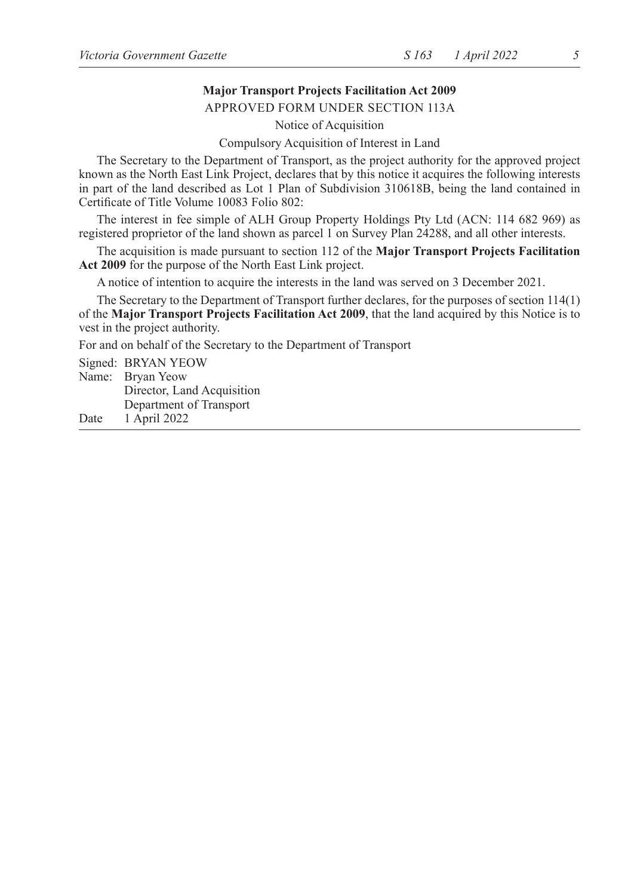## Major Transport Projects Facilitation Act 2009

APPROVED FORM UNDER SECTION 113A

Notice of Acquisition

Compulsory Acquisition of Interest in Land

The Secretary to the Department of Transport, as the project authority for the approved project known as the North East Link Project, declares that by this notice it acquires the following interests in part of the land described as Lot 1 Plan of Subdivision 310618B, being the land contained in Certificate of Title Volume 10083 Folio 802:

The interest in fee simple of ALH Group Property Holdings Pty Ltd (ACN: 114 682 969) as registered proprietor of the land shown as parcel 1 on Survey Plan 24288, and all other interests.

The acquisition is made pursuant to section 112 of the **Major Transport Projects Facilitation Act 2009** for the purpose of the North East Link project.

A notice of intention to acquire the interests in the land was served on 3 December 2021.

The Secretary to the Department of Transport further declares, for the purposes of section 114(1) of the **Major Transport Projects Facilitation Act 2009**, that the land acquired by this Notice is to vest in the project authority.

For and on behalf of the Secretary to the Department of Transport

Signed: BRYAN YEOW
Name: Bryan Yeow
Director, Land Acquisition
Department of Transport
Date 1 April 2022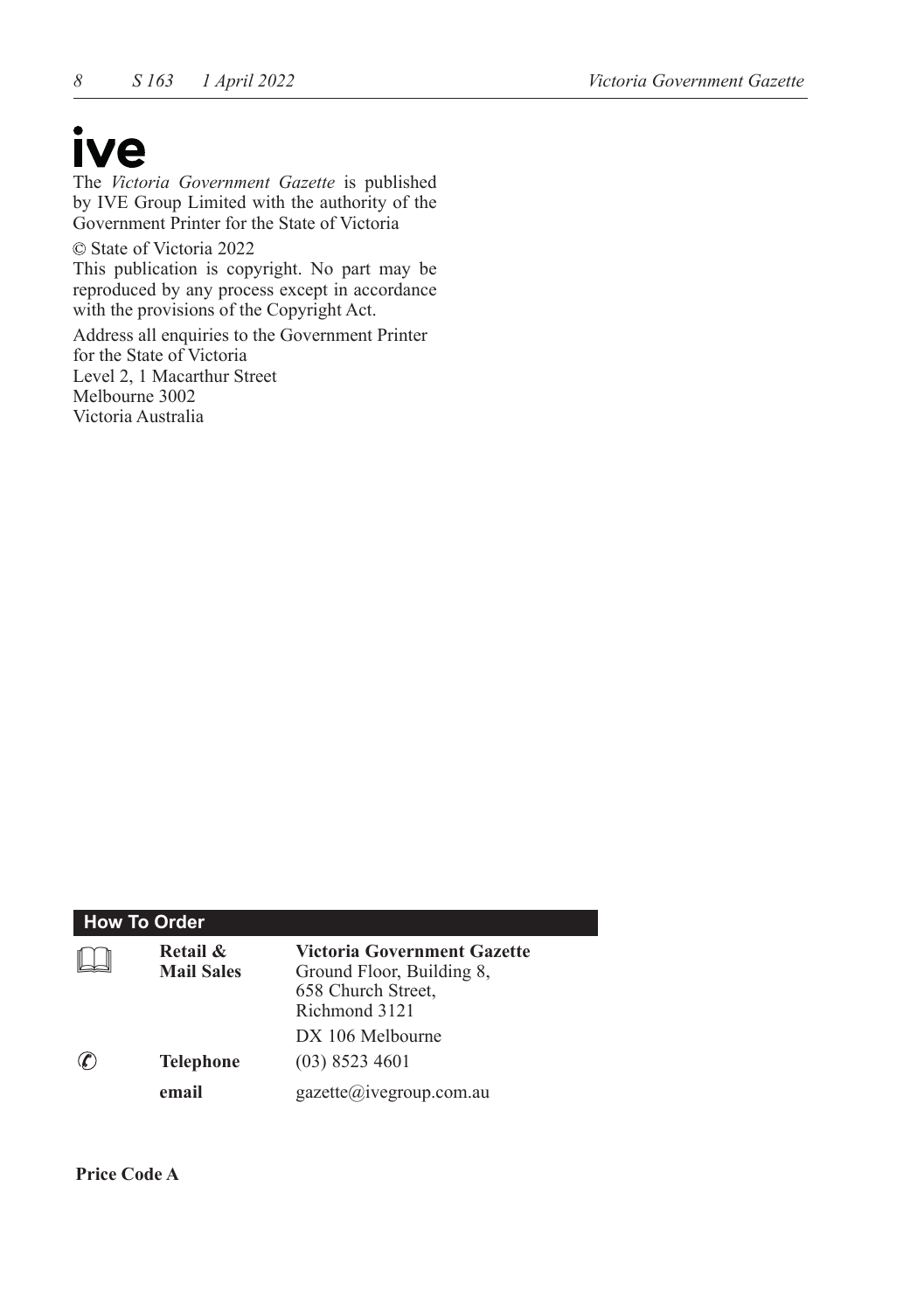ive

The *Victoria Government Gazette* is published by IVE Group Limited with the authority of the Government Printer for the State of Victoria

© State of Victoria 2022

This publication is copyright. No part may be reproduced by any process except in accordance with the provisions of the Copyright Act.

Address all enquiries to the Government Printer
for the State of Victoria
Level 2, 1 Macarthur Street
Melbourne 3002
Victoria Australia

## How To Order

| | | |
|---|---|---|
| | **Retail & Mail Sales** | **Victoria Government Gazette**<br>Ground Floor, Building 8,<br>658 Church Street,<br>Richmond 3121<br>DX 106 Melbourne |
| | **Telephone** | (03) 8523 4601 |
| | **email** | gazette@ivegroup.com.au |

**Price Code A**